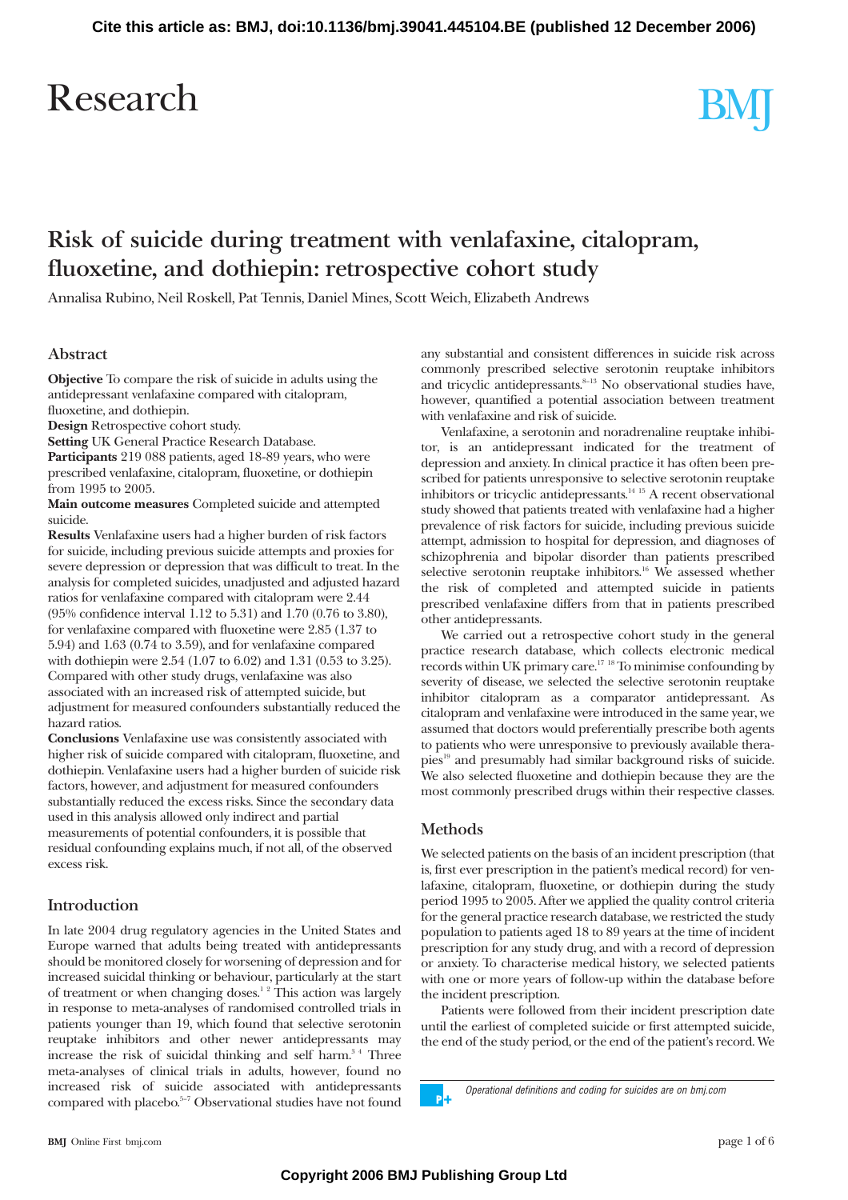Cite this article as: BMJ, doi:10.1136/bmj.39041.445104.BE (published 12 December 2006)

# Research

# Risk of suicide during treatment with venlafaxine, citalopram, fluoxetine, and dothiepin: retrospective cohort study

Annalisa Rubino, Neil Roskell, Pat Tennis, Daniel Mines, Scott Weich, Elizabeth Andrews

## Abstract

**Objective** To compare the risk of suicide in adults using the antidepressant venlafaxine compared with citalopram, fluoxetine, and dothiepin.

**Design** Retrospective cohort study.

**Setting** UK General Practice Research Database.

**Participants** 219 088 patients, aged 18-89 years, who were prescribed venlafaxine, citalopram, fluoxetine, or dothiepin from 1995 to 2005.

**Main outcome measures** Completed suicide and attempted suicide.

**Results** Venlafaxine users had a higher burden of risk factors for suicide, including previous suicide attempts and proxies for severe depression or depression that was difficult to treat. In the analysis for completed suicides, unadjusted and adjusted hazard ratios for venlafaxine compared with citalopram were 2.44 (95% confidence interval 1.12 to 5.31) and 1.70 (0.76 to 3.80), for venlafaxine compared with fluoxetine were 2.85 (1.37 to 5.94) and 1.63 (0.74 to 3.59), and for venlafaxine compared with dothiepin were 2.54 (1.07 to 6.02) and 1.31 (0.53 to 3.25). Compared with other study drugs, venlafaxine was also associated with an increased risk of attempted suicide, but adjustment for measured confounders substantially reduced the hazard ratios.

**Conclusions** Venlafaxine use was consistently associated with higher risk of suicide compared with citalopram, fluoxetine, and dothiepin. Venlafaxine users had a higher burden of suicide risk factors, however, and adjustment for measured confounders substantially reduced the excess risks. Since the secondary data used in this analysis allowed only indirect and partial measurements of potential confounders, it is possible that residual confounding explains much, if not all, of the observed excess risk.

## Introduction

In late 2004 drug regulatory agencies in the United States and Europe warned that adults being treated with antidepressants should be monitored closely for worsening of depression and for increased suicidal thinking or behaviour, particularly at the start of treatment or when changing doses.[1 2] This action was largely in response to meta-analyses of randomised controlled trials in patients younger than 19, which found that selective serotonin reuptake inhibitors and other newer antidepressants may increase the risk of suicidal thinking and self harm.[3 4] Three meta-analyses of clinical trials in adults, however, found no increased risk of suicide associated with antidepressants compared with placebo.[5-7] Observational studies have not found any substantial and consistent differences in suicide risk across commonly prescribed selective serotonin reuptake inhibitors and tricyclic antidepressants.[8-13] No observational studies have, however, quantified a potential association between treatment with venlafaxine and risk of suicide.

Venlafaxine, a serotonin and noradrenaline reuptake inhibitor, is an antidepressant indicated for the treatment of depression and anxiety. In clinical practice it has often been prescribed for patients unresponsive to selective serotonin reuptake inhibitors or tricyclic antidepressants.[14 15] A recent observational study showed that patients treated with venlafaxine had a higher prevalence of risk factors for suicide, including previous suicide attempt, admission to hospital for depression, and diagnoses of schizophrenia and bipolar disorder than patients prescribed selective serotonin reuptake inhibitors.[16] We assessed whether the risk of completed and attempted suicide in patients prescribed venlafaxine differs from that in patients prescribed other antidepressants.

We carried out a retrospective cohort study in the general practice research database, which collects electronic medical records within UK primary care.[17 18] To minimise confounding by severity of disease, we selected the selective serotonin reuptake inhibitor citalopram as a comparator antidepressant. As citalopram and venlafaxine were introduced in the same year, we assumed that doctors would preferentially prescribe both agents to patients who were unresponsive to previously available therapies[19] and presumably had similar background risks of suicide. We also selected fluoxetine and dothiepin because they are the most commonly prescribed drugs within their respective classes.

## Methods

We selected patients on the basis of an incident prescription (that is, first ever prescription in the patient's medical record) for venlafaxine, citalopram, fluoxetine, or dothiepin during the study period 1995 to 2005. After we applied the quality control criteria for the general practice research database, we restricted the study population to patients aged 18 to 89 years at the time of incident prescription for any study drug, and with a record of depression or anxiety. To characterise medical history, we selected patients with one or more years of follow-up within the database before the incident prescription.

Patients were followed from their incident prescription date until the earliest of completed suicide or first attempted suicide, the end of the study period, or the end of the patient's record. We

*Operational definitions and coding for suicides are on bmj.com*

Copyright 2006 BMJ Publishing Group Ltd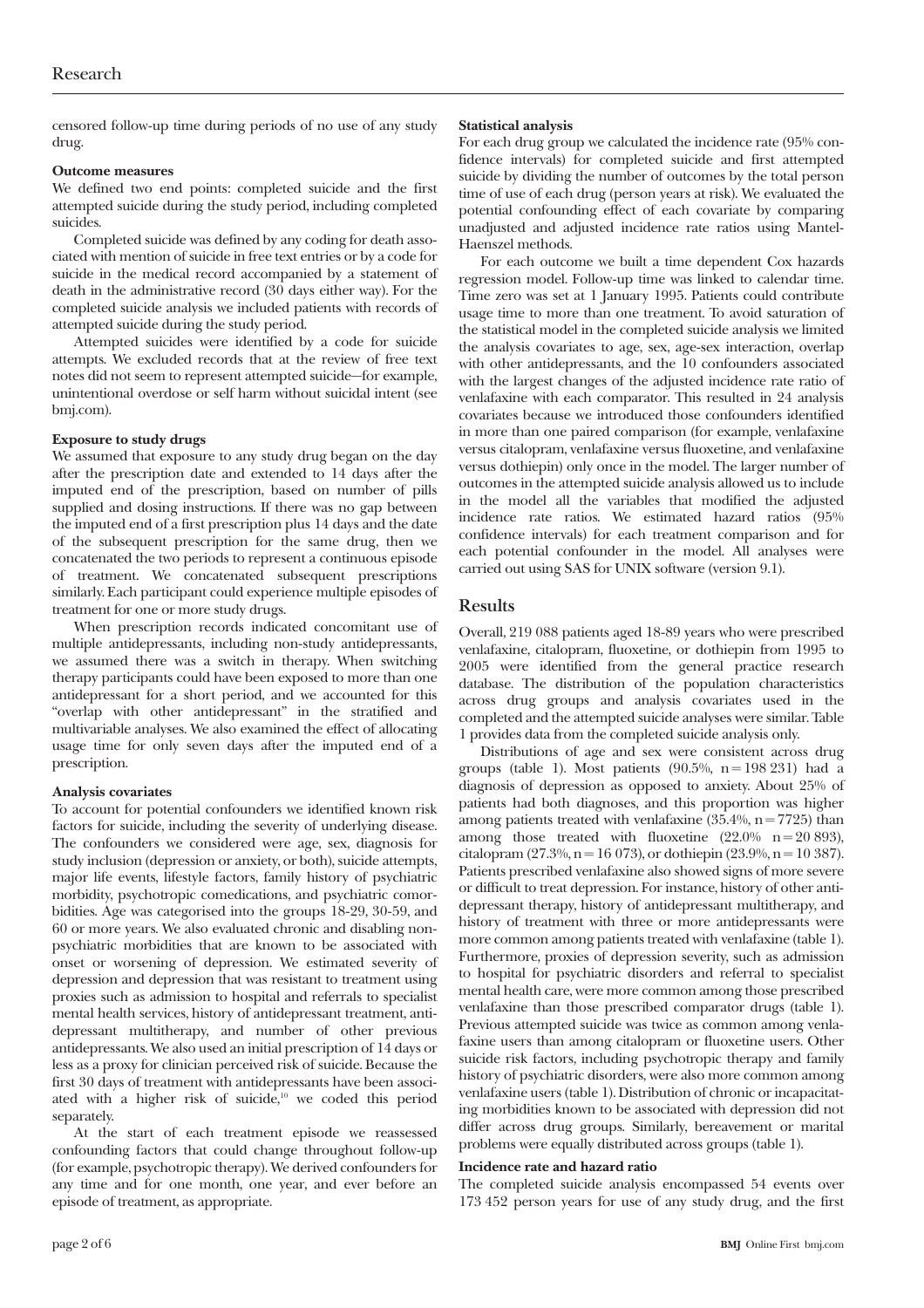censored follow-up time during periods of no use of any study drug.

### Outcome measures

We defined two end points: completed suicide and the first attempted suicide during the study period, including completed suicides.

Completed suicide was defined by any coding for death associated with mention of suicide in free text entries or by a code for suicide in the medical record accompanied by a statement of death in the administrative record (30 days either way). For the completed suicide analysis we included patients with records of attempted suicide during the study period.

Attempted suicides were identified by a code for suicide attempts. We excluded records that at the review of free text notes did not seem to represent attempted suicide—for example, unintentional overdose or self harm without suicidal intent (see bmj.com).

### Exposure to study drugs

We assumed that exposure to any study drug began on the day after the prescription date and extended to 14 days after the imputed end of the prescription, based on number of pills supplied and dosing instructions. If there was no gap between the imputed end of a first prescription plus 14 days and the date of the subsequent prescription for the same drug, then we concatenated the two periods to represent a continuous episode of treatment. We concatenated subsequent prescriptions similarly. Each participant could experience multiple episodes of treatment for one or more study drugs.

When prescription records indicated concomitant use of multiple antidepressants, including non-study antidepressants, we assumed there was a switch in therapy. When switching therapy participants could have been exposed to more than one antidepressant for a short period, and we accounted for this "overlap with other antidepressant" in the stratified and multivariable analyses. We also examined the effect of allocating usage time for only seven days after the imputed end of a prescription.

### Analysis covariates

To account for potential confounders we identified known risk factors for suicide, including the severity of underlying disease. The confounders we considered were age, sex, diagnosis for study inclusion (depression or anxiety, or both), suicide attempts, major life events, lifestyle factors, family history of psychiatric morbidity, psychotropic comedications, and psychiatric comorbidities. Age was categorised into the groups 18-29, 30-59, and 60 or more years. We also evaluated chronic and disabling non-psychiatric morbidities that are known to be associated with onset or worsening of depression. We estimated severity of depression and depression that was resistant to treatment using proxies such as admission to hospital and referrals to specialist mental health services, history of antidepressant treatment, antidepressant multitherapy, and number of other previous antidepressants. We also used an initial prescription of 14 days or less as a proxy for clinician perceived risk of suicide. Because the first 30 days of treatment with antidepressants have been associated with a higher risk of suicide,[10] we coded this period separately.

At the start of each treatment episode we reassessed confounding factors that could change throughout follow-up (for example, psychotropic therapy). We derived confounders for any time and for one month, one year, and ever before an episode of treatment, as appropriate.

### Statistical analysis

For each drug group we calculated the incidence rate (95% confidence intervals) for completed suicide and first attempted suicide by dividing the number of outcomes by the total person time of use of each drug (person years at risk). We evaluated the potential confounding effect of each covariate by comparing unadjusted and adjusted incidence rate ratios using Mantel-Haenszel methods.

For each outcome we built a time dependent Cox hazards regression model. Follow-up time was linked to calendar time. Time zero was set at 1 January 1995. Patients could contribute usage time to more than one treatment. To avoid saturation of the statistical model in the completed suicide analysis we limited the analysis covariates to age, sex, age-sex interaction, overlap with other antidepressants, and the 10 confounders associated with the largest changes of the adjusted incidence rate ratio of venlafaxine with each comparator. This resulted in 24 analysis covariates because we introduced those confounders identified in more than one paired comparison (for example, venlafaxine versus citalopram, venlafaxine versus fluoxetine, and venlafaxine versus dothiepin) only once in the model. The larger number of outcomes in the attempted suicide analysis allowed us to include in the model all the variables that modified the adjusted incidence rate ratios. We estimated hazard ratios (95% confidence intervals) for each treatment comparison and for each potential confounder in the model. All analyses were carried out using SAS for UNIX software (version 9.1).

## Results

Overall, 219 088 patients aged 18-89 years who were prescribed venlafaxine, citalopram, fluoxetine, or dothiepin from 1995 to 2005 were identified from the general practice research database. The distribution of the population characteristics across drug groups and analysis covariates used in the completed and the attempted suicide analyses were similar. Table 1 provides data from the completed suicide analysis only.

Distributions of age and sex were consistent across drug groups (table 1). Most patients (90.5%, n=198 231) had a diagnosis of depression as opposed to anxiety. About 25% of patients had both diagnoses, and this proportion was higher among patients treated with venlafaxine (35.4%, n=7725) than among those treated with fluoxetine (22.0% n=20 893), citalopram (27.3%, n=16 073), or dothiepin (23.9%, n=10 387). Patients prescribed venlafaxine also showed signs of more severe or difficult to treat depression. For instance, history of other antidepressant therapy, history of antidepressant multitherapy, and history of treatment with three or more antidepressants were more common among patients treated with venlafaxine (table 1). Furthermore, proxies of depression severity, such as admission to hospital for psychiatric disorders and referral to specialist mental health care, were more common among those prescribed venlafaxine than those prescribed comparator drugs (table 1). Previous attempted suicide was twice as common among venlafaxine users than among citalopram or fluoxetine users. Other suicide risk factors, including psychotropic therapy and family history of psychiatric disorders, were also more common among venlafaxine users (table 1). Distribution of chronic or incapacitating morbidities known to be associated with depression did not differ across drug groups. Similarly, bereavement or marital problems were equally distributed across groups (table 1).

### Incidence rate and hazard ratio

The completed suicide analysis encompassed 54 events over 173 452 person years for use of any study drug, and the first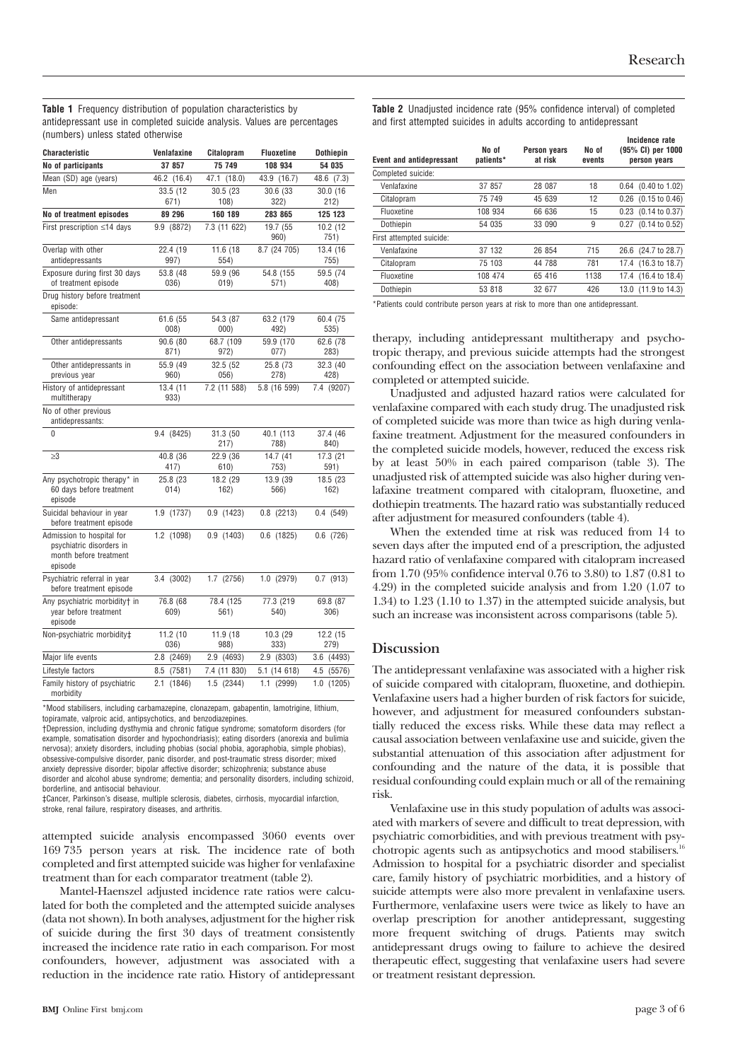**Table 1** Frequency distribution of population characteristics by antidepressant use in completed suicide analysis. Values are percentages (numbers) unless stated otherwise

| Characteristic | Venlafaxine | Citalopram | Fluoxetine | Dothiepin |
|---|---|---|---|---|
| **No of participants** | **37 857** | **75 749** | **108 934** | **54 035** |
| Mean (SD) age (years) | 46.2 (16.4) | 47.1 (18.0) | 43.9 (16.7) | 48.6 (7.3) |
| Men | 33.5 (12 671) | 30.5 (23 108) | 30.6 (33 322) | 30.0 (16 212) |
| **No of treatment episodes** | **89 296** | **160 189** | **283 865** | **125 123** |
| First prescription ≤14 days | 9.9 (8872) | 7.3 (11 622) | 19.7 (55 960) | 10.2 (12 751) |
| Overlap with other antidepressants | 22.4 (19 997) | 11.6 (18 554) | 8.7 (24 705) | 13.4 (16 755) |
| Exposure during first 30 days of treatment episode | 53.8 (48 036) | 59.9 (96 019) | 54.8 (155 571) | 59.5 (74 408) |
| Drug history before treatment episode: | | | | |
| Same antidepressant | 61.6 (55 008) | 54.3 (87 000) | 63.2 (179 492) | 60.4 (75 535) |
| Other antidepressants | 90.6 (80 871) | 68.7 (109 972) | 59.9 (170 077) | 62.6 (78 283) |
| Other antidepressants in previous year | 55.9 (49 960) | 32.5 (52 056) | 25.8 (73 278) | 32.3 (40 428) |
| History of antidepressant multitherapy | 13.4 (11 933) | 7.2 (11 588) | 5.8 (16 599) | 7.4 (9207) |
| No of other previous antidepressants: | | | | |
| 0 | 9.4 (8425) | 31.3 (50 217) | 40.1 (113 788) | 37.4 (46 840) |
| ≥3 | 40.8 (36 417) | 22.9 (36 610) | 14.7 (41 753) | 17.3 (21 591) |
| Any psychotropic therapy* in 60 days before treatment episode | 25.8 (23 014) | 18.2 (29 162) | 13.9 (39 566) | 18.5 (23 162) |
| Suicidal behaviour in year before treatment episode | 1.9 (1737) | 0.9 (1423) | 0.8 (2213) | 0.4 (549) |
| Admission to hospital for psychiatric disorders in month before treatment episode | 1.2 (1098) | 0.9 (1403) | 0.6 (1825) | 0.6 (726) |
| Psychiatric referral in year before treatment episode | 3.4 (3002) | 1.7 (2756) | 1.0 (2979) | 0.7 (913) |
| Any psychiatric morbidity† in year before treatment episode | 76.8 (68 609) | 78.4 (125 561) | 77.3 (219 540) | 69.8 (87 306) |
| Non-psychiatric morbidity‡ | 11.2 (10 036) | 11.9 (18 988) | 10.3 (29 333) | 12.2 (15 279) |
| Major life events | 2.8 (2469) | 2.9 (4693) | 2.9 (8303) | 3.6 (4493) |
| Lifestyle factors | 8.5 (7581) | 7.4 (11 830) | 5.1 (14 618) | 4.5 (5576) |
| Family history of psychiatric morbidity | 2.1 (1846) | 1.5 (2344) | 1.1 (2999) | 1.0 (1205) |

*Mood stabilisers, including carbamazepine, clonazepam, gabapentin, lamotrigine, lithium, topiramate, valproic acid, antipsychotics, and benzodiazepines.

†Depression, including dysthymia and chronic fatigue syndrome; somatoform disorders (for example, somatisation disorder and hypochondriasis); eating disorders (anorexia and bulimia nervosa); anxiety disorders, including phobias (social phobia, agoraphobia, simple phobias), obsessive-compulsive disorder, panic disorder, and post-traumatic stress disorder; mixed anxiety depressive disorder; bipolar affective disorder; schizophrenia; substance abuse disorder and alcohol abuse syndrome; dementia; and personality disorders, including schizoid, borderline, and antisocial behaviour.

‡Cancer, Parkinson's disease, multiple sclerosis, diabetes, cirrhosis, myocardial infarction, stroke, renal failure, respiratory diseases, and arthritis.

attempted suicide analysis encompassed 3060 events over 169 735 person years at risk. The incidence rate of both completed and first attempted suicide was higher for venlafaxine treatment than for each comparator treatment (table 2).

Mantel-Haenszel adjusted incidence rate ratios were calculated for both the completed and the attempted suicide analyses (data not shown). In both analyses, adjustment for the higher risk of suicide during the first 30 days of treatment consistently increased the incidence rate ratio in each comparison. For most confounders, however, adjustment was associated with a reduction in the incidence rate ratio. History of antidepressant therapy, including antidepressant multitherapy and psychotropic therapy, and previous suicide attempts had the strongest confounding effect on the association between venlafaxine and completed or attempted suicide.

Unadjusted and adjusted hazard ratios were calculated for venlafaxine compared with each study drug. The unadjusted risk of completed suicide was more than twice as high during venlafaxine treatment. Adjustment for the measured confounders in the completed suicide models, however, reduced the excess risk by at least 50% in each paired comparison (table 3). The unadjusted risk of attempted suicide was also higher during venlafaxine treatment compared with citalopram, fluoxetine, and dothiepin treatments. The hazard ratio was substantially reduced after adjustment for measured confounders (table 4).

When the extended time at risk was reduced from 14 to seven days after the imputed end of a prescription, the adjusted hazard ratio of venlafaxine compared with citalopram increased from 1.70 (95% confidence interval 0.76 to 3.80) to 1.87 (0.81 to 4.29) in the completed suicide analysis and from 1.20 (1.07 to 1.34) to 1.23 (1.10 to 1.37) in the attempted suicide analysis, but such an increase was inconsistent across comparisons (table 5).

**Table 2** Unadjusted incidence rate (95% confidence interval) of completed and first attempted suicides in adults according to antidepressant

| Event and antidepressant | No of patients* | Person years at risk | No of events | Incidence rate (95% CI) per 1000 person years |
|---|---|---|---|---|
| Completed suicide: | | | | |
| Venlafaxine | 37 857 | 28 087 | 18 | 0.64 (0.40 to 1.02) |
| Citalopram | 75 749 | 45 639 | 12 | 0.26 (0.15 to 0.46) |
| Fluoxetine | 108 934 | 66 636 | 15 | 0.23 (0.14 to 0.37) |
| Dothiepin | 54 035 | 33 090 | 9 | 0.27 (0.14 to 0.52) |
| First attempted suicide: | | | | |
| Venlafaxine | 37 132 | 26 854 | 715 | 26.6 (24.7 to 28.7) |
| Citalopram | 75 103 | 44 788 | 781 | 17.4 (16.3 to 18.7) |
| Fluoxetine | 108 474 | 65 416 | 1138 | 17.4 (16.4 to 18.4) |
| Dothiepin | 53 818 | 32 677 | 426 | 13.0 (11.9 to 14.3) |

*Patients could contribute person years at risk to more than one antidepressant.

## Discussion

The antidepressant venlafaxine was associated with a higher risk of suicide compared with citalopram, fluoxetine, and dothiepin. Venlafaxine users had a higher burden of risk factors for suicide, however, and adjustment for measured confounders substantially reduced the excess risks. While these data may reflect a causal association between venlafaxine use and suicide, given the substantial attenuation of this association after adjustment for confounding and the nature of the data, it is possible that residual confounding could explain much or all of the remaining risk.

Venlafaxine use in this study population of adults was associated with markers of severe and difficult to treat depression, with psychiatric comorbidities, and with previous treatment with psychotropic agents such as antipsychotics and mood stabilisers.[16] Admission to hospital for a psychiatric disorder and specialist care, family history of psychiatric morbidities, and a history of suicide attempts were also more prevalent in venlafaxine users. Furthermore, venlafaxine users were twice as likely to have an overlap prescription for another antidepressant, suggesting more frequent switching of drugs. Patients may switch antidepressant drugs owing to failure to achieve the desired therapeutic effect, suggesting that venlafaxine users had severe or treatment resistant depression.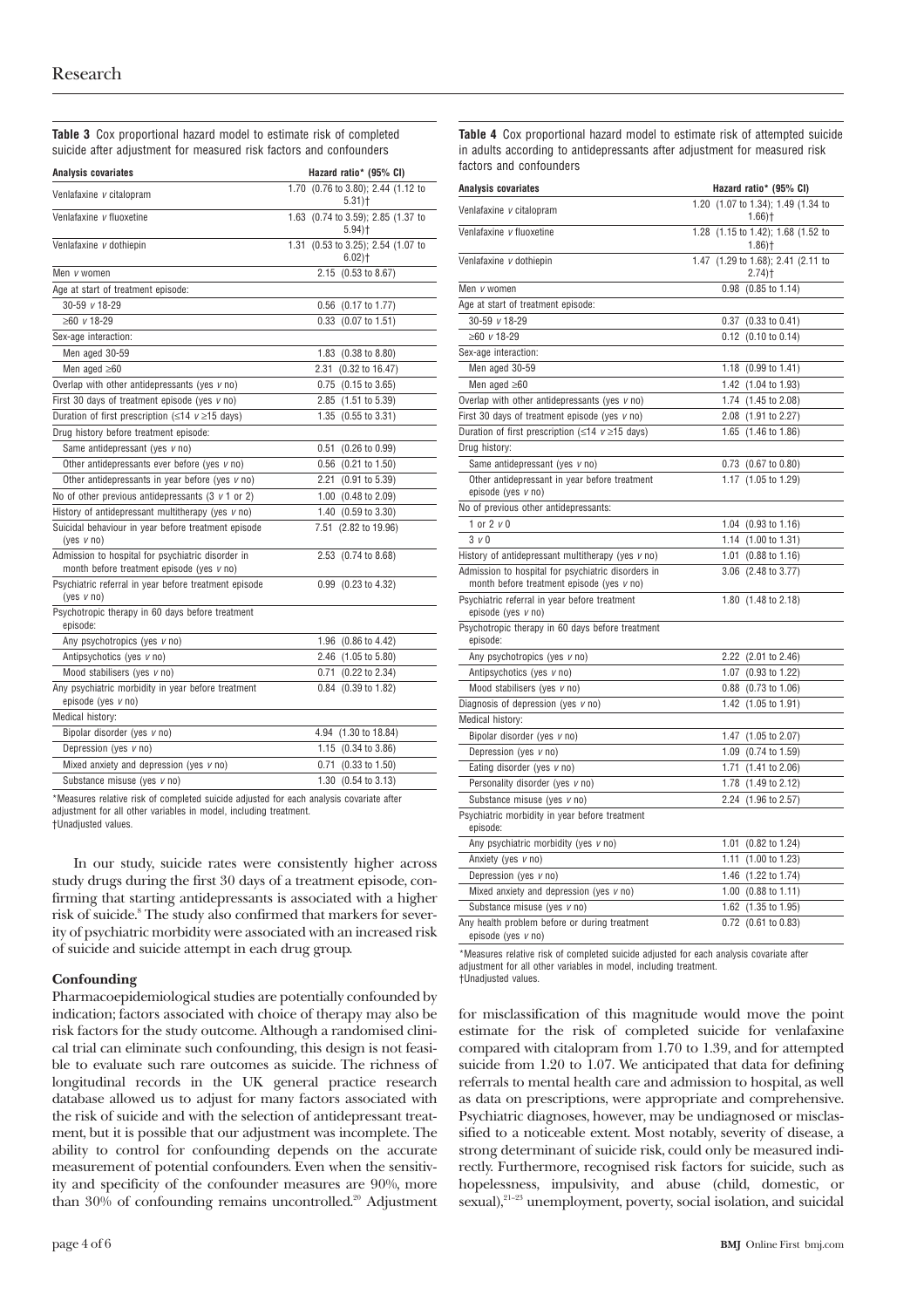**Table 3** Cox proportional hazard model to estimate risk of completed suicide after adjustment for measured risk factors and confounders

| Analysis covariates | Hazard ratio* (95% CI) |
|---|---|
| Venlafaxine v citalopram | 1.70 (0.76 to 3.80); 2.44 (1.12 to 5.31)† |
| Venlafaxine v fluoxetine | 1.63 (0.74 to 3.59); 2.85 (1.37 to 5.94)† |
| Venlafaxine v dothiepin | 1.31 (0.53 to 3.25); 2.54 (1.07 to 6.02)† |
| Men v women | 2.15 (0.53 to 8.67) |
| Age at start of treatment episode: | |
| 30-59 v 18-29 | 0.56 (0.17 to 1.77) |
| ≥60 v 18-29 | 0.33 (0.07 to 1.51) |
| Sex-age interaction: | |
| Men aged 30-59 | 1.83 (0.38 to 8.80) |
| Men aged ≥60 | 2.31 (0.32 to 16.47) |
| Overlap with other antidepressants (yes v no) | 0.75 (0.15 to 3.65) |
| First 30 days of treatment episode (yes v no) | 2.85 (1.51 to 5.39) |
| Duration of first prescription (≤14 v ≥15 days) | 1.35 (0.55 to 3.31) |
| Drug history before treatment episode: | |
| Same antidepressant (yes v no) | 0.51 (0.26 to 0.99) |
| Other antidepressants ever before (yes v no) | 0.56 (0.21 to 1.50) |
| Other antidepressants in year before (yes v no) | 2.21 (0.91 to 5.39) |
| No of other previous antidepressants (3 v 1 or 2) | 1.00 (0.48 to 2.09) |
| History of antidepressant multitherapy (yes v no) | 1.40 (0.59 to 3.30) |
| Suicidal behaviour in year before treatment episode (yes v no) | 7.51 (2.82 to 19.96) |
| Admission to hospital for psychiatric disorder in month before treatment episode (yes v no) | 2.53 (0.74 to 8.68) |
| Psychiatric referral in year before treatment episode (yes v no) | 0.99 (0.23 to 4.32) |
| Psychotropic therapy in 60 days before treatment episode: | |
| Any psychotropics (yes v no) | 1.96 (0.86 to 4.42) |
| Antipsychotics (yes v no) | 2.46 (1.05 to 5.80) |
| Mood stabilisers (yes v no) | 0.71 (0.22 to 2.34) |
| Any psychiatric morbidity in year before treatment episode (yes v no) | 0.84 (0.39 to 1.82) |
| Medical history: | |
| Bipolar disorder (yes v no) | 4.94 (1.30 to 18.84) |
| Depression (yes v no) | 1.15 (0.34 to 3.86) |
| Mixed anxiety and depression (yes v no) | 0.71 (0.33 to 1.50) |
| Substance misuse (yes v no) | 1.30 (0.54 to 3.13) |

*Measures relative risk of completed suicide adjusted for each analysis covariate after adjustment for all other variables in model, including treatment.
†Unadjusted values.

**Table 4** Cox proportional hazard model to estimate risk of attempted suicide in adults according to antidepressants after adjustment for measured risk factors and confounders

| Analysis covariates | Hazard ratio* (95% CI) |
|---|---|
| Venlafaxine v citalopram | 1.20 (1.07 to 1.34); 1.49 (1.34 to 1.66)† |
| Venlafaxine v fluoxetine | 1.28 (1.15 to 1.42); 1.68 (1.52 to 1.86)† |
| Venlafaxine v dothiepin | 1.47 (1.29 to 1.68); 2.41 (2.11 to 2.74)† |
| Men v women | 0.98 (0.85 to 1.14) |
| Age at start of treatment episode: | |
| 30-59 v 18-29 | 0.37 (0.33 to 0.41) |
| ≥60 v 18-29 | 0.12 (0.10 to 0.14) |
| Sex-age interaction: | |
| Men aged 30-59 | 1.18 (0.99 to 1.41) |
| Men aged ≥60 | 1.42 (1.04 to 1.93) |
| Overlap with other antidepressants (yes v no) | 1.74 (1.45 to 2.08) |
| First 30 days of treatment episode (yes v no) | 2.08 (1.91 to 2.27) |
| Duration of first prescription (≤14 v ≥15 days) | 1.65 (1.46 to 1.86) |
| Drug history: | |
| Same antidepressant (yes v no) | 0.73 (0.67 to 0.80) |
| Other antidepressant in year before treatment episode (yes v no) | 1.17 (1.05 to 1.29) |
| No of previous other antidepressants: | |
| 1 or 2 v 0 | 1.04 (0.93 to 1.16) |
| 3 v 0 | 1.14 (1.00 to 1.31) |
| History of antidepressant multitherapy (yes v no) | 1.01 (0.88 to 1.16) |
| Admission to hospital for psychiatric disorders in month before treatment episode (yes v no) | 3.06 (2.48 to 3.77) |
| Psychiatric referral in year before treatment episode (yes v no) | 1.80 (1.48 to 2.18) |
| Psychotropic therapy in 60 days before treatment episode: | |
| Any psychotropics (yes v no) | 2.22 (2.01 to 2.46) |
| Antipsychotics (yes v no) | 1.07 (0.93 to 1.22) |
| Mood stabilisers (yes v no) | 0.88 (0.73 to 1.06) |
| Diagnosis of depression (yes v no) | 1.42 (1.05 to 1.91) |
| Medical history: | |
| Bipolar disorder (yes v no) | 1.47 (1.05 to 2.07) |
| Depression (yes v no) | 1.09 (0.74 to 1.59) |
| Eating disorder (yes v no) | 1.71 (1.41 to 2.06) |
| Personality disorder (yes v no) | 1.78 (1.49 to 2.12) |
| Substance misuse (yes v no) | 2.24 (1.96 to 2.57) |
| Psychiatric morbidity in year before treatment episode: | |
| Any psychiatric morbidity (yes v no) | 1.01 (0.82 to 1.24) |
| Anxiety (yes v no) | 1.11 (1.00 to 1.23) |
| Depression (yes v no) | 1.46 (1.22 to 1.74) |
| Mixed anxiety and depression (yes v no) | 1.00 (0.88 to 1.11) |
| Substance misuse (yes v no) | 1.62 (1.35 to 1.95) |
| Any health problem before or during treatment episode (yes v no) | 0.72 (0.61 to 0.83) |

*Measures relative risk of completed suicide adjusted for each analysis covariate after adjustment for all other variables in model, including treatment.
†Unadjusted values.

In our study, suicide rates were consistently higher across study drugs during the first 30 days of a treatment episode, confirming that starting antidepressants is associated with a higher risk of suicide.[8] The study also confirmed that markers for severity of psychiatric morbidity were associated with an increased risk of suicide and suicide attempt in each drug group.

### Confounding

Pharmacoepidemiological studies are potentially confounded by indication; factors associated with choice of therapy may also be risk factors for the study outcome. Although a randomised clinical trial can eliminate such confounding, this design is not feasible to evaluate such rare outcomes as suicide. The richness of longitudinal records in the UK general practice research database allowed us to adjust for many factors associated with the risk of suicide and with the selection of antidepressant treatment, but it is possible that our adjustment was incomplete. The ability to control for confounding depends on the accurate measurement of potential confounders. Even when the sensitivity and specificity of the confounder measures are 90%, more than 30% of confounding remains uncontrolled.[20] Adjustment for misclassification of this magnitude would move the point estimate for the risk of completed suicide for venlafaxine compared with citalopram from 1.70 to 1.39, and for attempted suicide from 1.20 to 1.07. We anticipated that data for defining referrals to mental health care and admission to hospital, as well as data on prescriptions, were appropriate and comprehensive. Psychiatric diagnoses, however, may be undiagnosed or misclassified to a noticeable extent. Most notably, severity of disease, a strong determinant of suicide risk, could only be measured indirectly. Furthermore, recognised risk factors for suicide, such as hopelessness, impulsivity, and abuse (child, domestic, or sexual),[21-23] unemployment, poverty, social isolation, and suicidal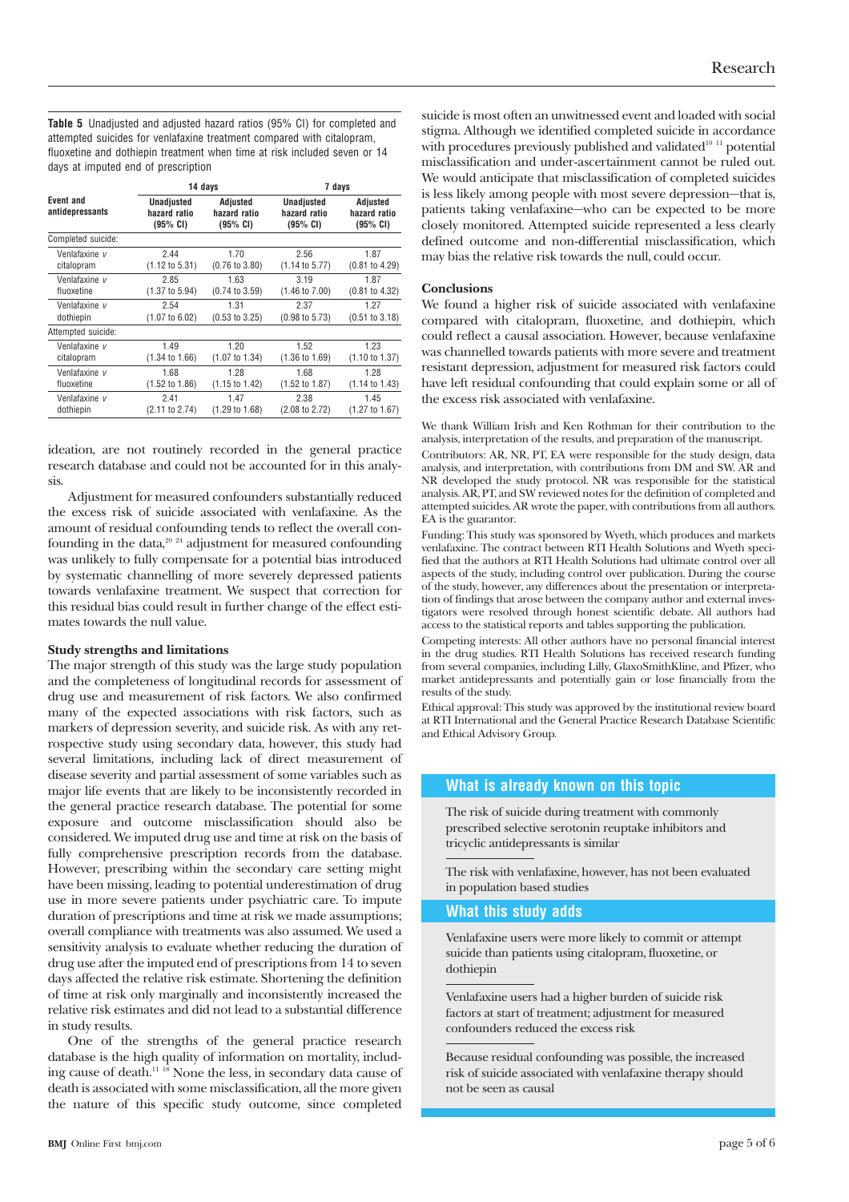**Table 5** Unadjusted and adjusted hazard ratios (95% CI) for completed and attempted suicides for venlafaxine treatment compared with citalopram, fluoxetine and dothiepin treatment when time at risk included seven or 14 days at imputed end of prescription

| Event and antidepressants | 14 days | | 7 days | |
|---|---|---|---|---|
| | Unadjusted hazard ratio (95% CI) | Adjusted hazard ratio (95% CI) | Unadjusted hazard ratio (95% CI) | Adjusted hazard ratio (95% CI) |
| Completed suicide: | | | | |
| Venlafaxine v citalopram | 2.44 (1.12 to 5.31) | 1.70 (0.76 to 3.80) | 2.56 (1.14 to 5.77) | 1.87 (0.81 to 4.29) |
| Venlafaxine v fluoxetine | 2.85 (1.37 to 5.94) | 1.63 (0.74 to 3.59) | 3.19 (1.46 to 7.00) | 1.87 (0.81 to 4.32) |
| Venlafaxine v dothiepin | 2.54 (1.07 to 6.02) | 1.31 (0.53 to 3.25) | 2.37 (0.98 to 5.73) | 1.27 (0.51 to 3.18) |
| Attempted suicide: | | | | |
| Venlafaxine v citalopram | 1.49 (1.34 to 1.66) | 1.20 (1.07 to 1.34) | 1.52 (1.36 to 1.69) | 1.23 (1.10 to 1.37) |
| Venlafaxine v fluoxetine | 1.68 (1.52 to 1.86) | 1.28 (1.15 to 1.42) | 1.68 (1.52 to 1.87) | 1.28 (1.14 to 1.43) |
| Venlafaxine v dothiepin | 2.41 (2.11 to 2.74) | 1.47 (1.29 to 1.68) | 2.38 (2.08 to 2.72) | 1.45 (1.27 to 1.67) |

ideation, are not routinely recorded in the general practice research database and could not be accounted for in this analysis.

Adjustment for measured confounders substantially reduced the excess risk of suicide associated with venlafaxine. As the amount of residual confounding tends to reflect the overall confounding in the data,[20 24] adjustment for measured confounding was unlikely to fully compensate for a potential bias introduced by systematic channelling of more severely depressed patients towards venlafaxine treatment. We suspect that correction for this residual bias could result in further change of the effect estimates towards the null value.

### Study strengths and limitations

The major strength of this study was the large study population and the completeness of longitudinal records for assessment of drug use and measurement of risk factors. We also confirmed many of the expected associations with risk factors, such as markers of depression severity, and suicide risk. As with any retrospective study using secondary data, however, this study had several limitations, including lack of direct measurement of disease severity and partial assessment of some variables such as major life events that are likely to be inconsistently recorded in the general practice research database. The potential for some exposure and outcome misclassification should also be considered. We imputed drug use and time at risk on the basis of fully comprehensive prescription records from the database. However, prescribing within the secondary care setting might have been missing, leading to potential underestimation of drug use in more severe patients under psychiatric care. To impute duration of prescriptions and time at risk we made assumptions; overall compliance with treatments was also assumed. We used a sensitivity analysis to evaluate whether reducing the duration of drug use after the imputed end of prescriptions from 14 to seven days affected the relative risk estimate. Shortening the definition of time at risk only marginally and inconsistently increased the relative risk estimates and did not lead to a substantial difference in study results.

One of the strengths of the general practice research database is the high quality of information on mortality, including cause of death.[11 18] None the less, in secondary data cause of death is associated with some misclassification, all the more given the nature of this specific study outcome, since completed suicide is most often an unwitnessed event and loaded with social stigma. Although we identified completed suicide in accordance with procedures previously published and validated[10 11] potential misclassification and under-ascertainment cannot be ruled out. We would anticipate that misclassification of completed suicides is less likely among people with most severe depression—that is, patients taking venlafaxine—who can be expected to be more closely monitored. Attempted suicide represented a less clearly defined outcome and non-differential misclassification, which may bias the relative risk towards the null, could occur.

### Conclusions

We found a higher risk of suicide associated with venlafaxine compared with citalopram, fluoxetine, and dothiepin, which could reflect a causal association. However, because venlafaxine was channelled towards patients with more severe and treatment resistant depression, adjustment for measured risk factors could have left residual confounding that could explain some or all of the excess risk associated with venlafaxine.

We thank William Irish and Ken Rothman for their contribution to the analysis, interpretation of the results, and preparation of the manuscript.

Contributors: AR, NR, PT, EA were responsible for the study design, data analysis, and interpretation, with contributions from DM and SW. AR and NR developed the study protocol. NR was responsible for the statistical analysis. AR, PT, and SW reviewed notes for the definition of completed and attempted suicides. AR wrote the paper, with contributions from all authors. EA is the guarantor.

Funding: This study was sponsored by Wyeth, which produces and markets venlafaxine. The contract between RTI Health Solutions and Wyeth specified that the authors at RTI Health Solutions had ultimate control over all aspects of the study, including control over publication. During the course of the study, however, any differences about the presentation or interpretation of findings that arose between the company author and external investigators were resolved through honest scientific debate. All authors had access to the statistical reports and tables supporting the publication.

Competing interests: All other authors have no personal financial interest in the drug studies. RTI Health Solutions has received research funding from several companies, including Lilly, GlaxoSmithKline, and Pfizer, who market antidepressants and potentially gain or lose financially from the results of the study.

Ethical approval: This study was approved by the institutional review board at RTI International and the General Practice Research Database Scientific and Ethical Advisory Group.

### What is already known on this topic

The risk of suicide during treatment with commonly prescribed selective serotonin reuptake inhibitors and tricyclic antidepressants is similar

The risk with venlafaxine, however, has not been evaluated in population based studies

### What this study adds

Venlafaxine users were more likely to commit or attempt suicide than patients using citalopram, fluoxetine, or dothiepin

Venlafaxine users had a higher burden of suicide risk factors at start of treatment; adjustment for measured confounders reduced the excess risk

Because residual confounding was possible, the increased risk of suicide associated with venlafaxine therapy should not be seen as causal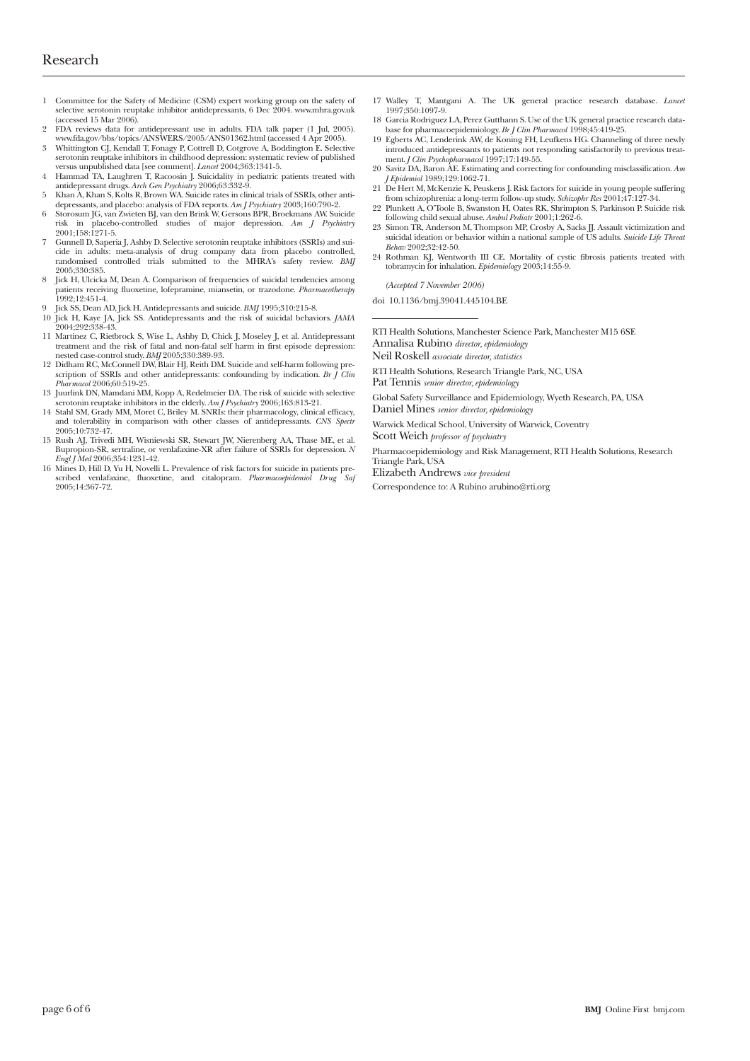1 Committee for the Safety of Medicine (CSM) expert working group on the safety of selective serotonin reuptake inhibitor antidepressants, 6 Dec 2004. www.mhra.gov.uk (accessed 15 Mar 2006).
2 FDA reviews data for antidepressant use in adults. FDA talk paper (1 Jul, 2005). www.fda.gov/bbs/topics/ANSWERS/2005/ANS01362.html (accessed 4 Apr 2005).
3 Whittington CJ, Kendall T, Fonagy P, Cottrell D, Cotgrove A, Boddington E. Selective serotonin reuptake inhibitors in childhood depression: systematic review of published versus unpublished data [see comment]. *Lancet* 2004;363:1341-5.
4 Hammad TA, Laughren T, Racoosin J. Suicidality in pediatric patients treated with antidepressant drugs. *Arch Gen Psychiatry* 2006;63:332-9.
5 Khan A, Khan S, Kolts R, Brown WA. Suicide rates in clinical trials of SSRIs, other antidepressants, and placebo: analysis of FDA reports. *Am J Psychiatry* 2003;160:790-2.
6 Storosum JG, van Zwieten BJ, van den Brink W, Gersons BPR, Broekmans AW. Suicide risk in placebo-controlled studies of major depression. *Am J Psychiatry* 2001;158:1271-5.
7 Gunnell D, Saperia J, Ashby D. Selective serotonin reuptake inhibitors (SSRIs) and suicide in adults: meta-analysis of drug company data from placebo controlled, randomised controlled trials submitted to the MHRA's safety review. *BMJ* 2005;330:385.
8 Jick H, Ulcicka M, Dean A. Comparison of frequencies of suicidal tendencies among patients receiving fluoxetine, lofepramine, mianserin, or trazodone. *Pharmacotherapy* 1992;12:451-4.
9 Jick SS, Dean AD, Jick H. Antidepressants and suicide. *BMJ* 1995;310:215-8.
10 Jick H, Kaye JA, Jick SS. Antidepressants and the risk of suicidal behaviors. *JAMA* 2004;292:338-43.
11 Martinez C, Rietbrock S, Wise L, Ashby D, Chick J, Moseley J, et al. Antidepressant treatment and the risk of fatal and non-fatal self harm in first episode depression: nested case-control study. *BMJ* 2005;330:389-93.
12 Didham RC, McConnell DW, Blair HJ, Reith DM. Suicide and self-harm following prescription of SSRIs and other antidepressants: confounding by indication. *Br J Clin Pharmacol* 2006;60:519-25.
13 Juurlink DN, Mamdani MM, Kopp A, Redelmeier DA. The risk of suicide with selective serotonin reuptake inhibitors in the elderly. *Am J Psychiatry* 2006;163:813-21.
14 Stahl SM, Grady MM, Moret C, Briley M. SNRIs: their pharmacology, clinical efficacy, and tolerability in comparison with other classes of antidepressants. *CNS Spectr* 2005;10:732-47.
15 Rush AJ, Trivedi MH, Wisniewski SR, Stewart JW, Nierenberg AA, Thase ME, et al. Bupropion-SR, sertraline, or venlafaxine-XR after failure of SSRIs for depression. *N Engl J Med* 2006;354:1231-42.
16 Mines D, Hill D, Yu H, Novelli L. Prevalence of risk factors for suicide in patients prescribed venlafaxine, fluoxetine, and citalopram. *Pharmacoepidemiol Drug Saf* 2005;14:367-72.
17 Walley T, Mantgani A. The UK general practice research database. *Lancet* 1997;350:1097-9.
18 Garcia Rodriguez LA, Perez Gutthann S. Use of the UK general practice research database for pharmacoepidemiology. *Br J Clin Pharmacol* 1998;45:419-25.
19 Egberts AC, Lenderink AW, de Koning FH, Leufkens HG. Channeling of three newly introduced antidepressants to patients not responding satisfactorily to previous treatment. *J Clin Psychopharmacol* 1997;17:149-55.
20 Savitz DA, Baron AE. Estimating and correcting for confounding misclassification. *Am J Epidemiol* 1989;129:1062-71.
21 De Hert M, McKenzie K, Peuskens J. Risk factors for suicide in young people suffering from schizophrenia: a long-term follow-up study. *Schizophr Res* 2001;47:127-34.
22 Plunkett A, O'Toole B, Swanston H, Oates RK, Shrimpton S, Parkinson P. Suicide risk following child sexual abuse. *Ambul Pediatr* 2001;1:262-6.
23 Simon TR, Anderson M, Thompson MP, Crosby A, Sacks JJ. Assault victimization and suicidal ideation or behavior within a national sample of US adults. *Suicide Life Threat Behav* 2002;32:42-50.
24 Rothman KJ, Wentworth III CE. Mortality of cystic fibrosis patients treated with tobramycin for inhalation. *Epidemiology* 2003;14:55-9.

*(Accepted 7 November 2006)*

doi 10.1136/bmj.39041.445104.BE

---

RTI Health Solutions, Manchester Science Park, Manchester M15 6SE

Annalisa Rubino *director, epidemiology*

Neil Roskell *associate director, statistics*

RTI Health Solutions, Research Triangle Park, NC, USA

Pat Tennis *senior director, epidemiology*

Global Safety Surveillance and Epidemiology, Wyeth Research, PA, USA

Daniel Mines *senior director, epidemiology*

Warwick Medical School, University of Warwick, Coventry

Scott Weich *professor of psychiatry*

Pharmacoepidemiology and Risk Management, RTI Health Solutions, Research Triangle Park, USA

Elizabeth Andrews *vice president*

Correspondence to: A Rubino arubino@rti.org